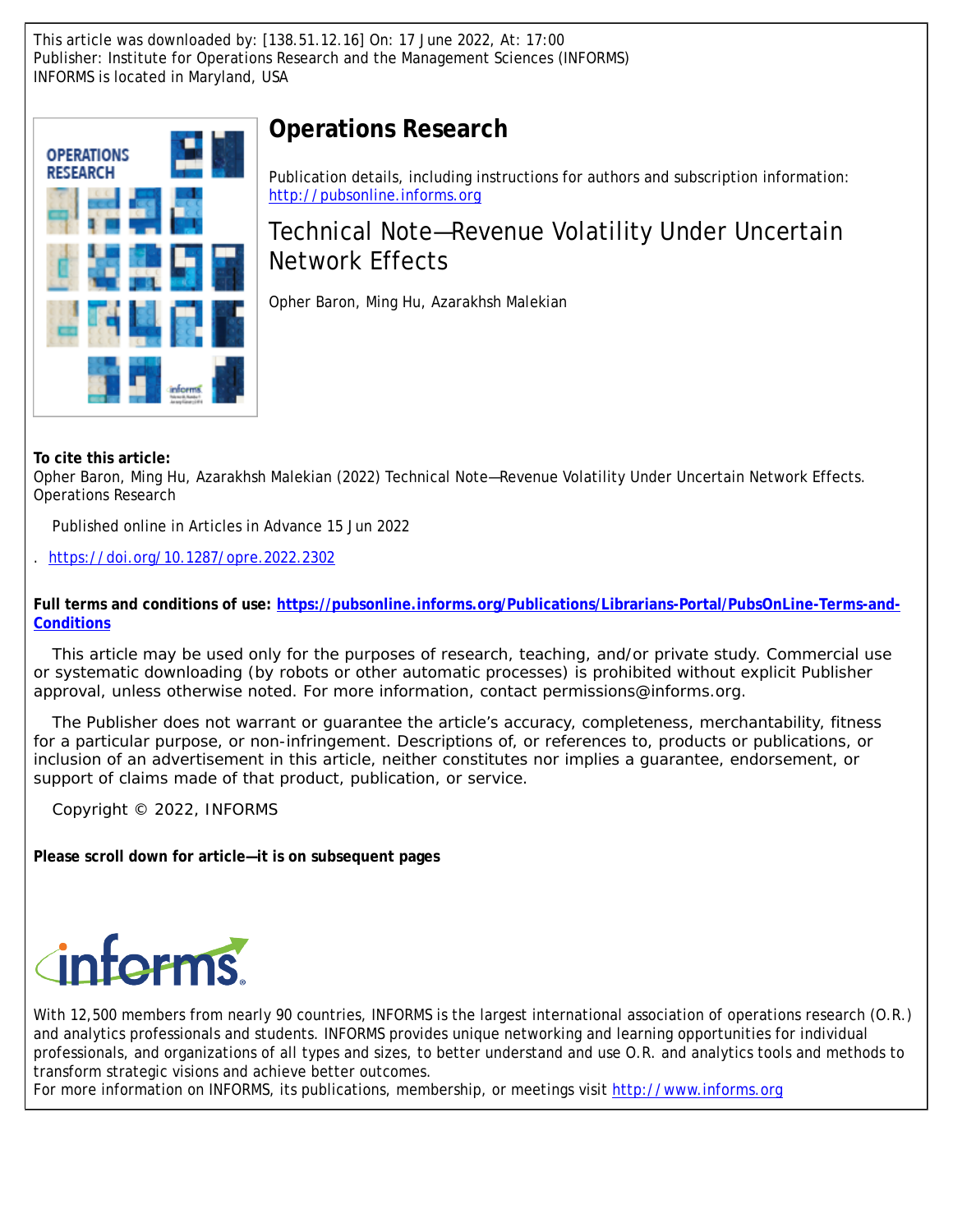This article was downloaded by: [138.51.12.16] On: 17 June 2022, At: 17:00
Publisher: Institute for Operations Research and the Management Sciences (INFORMS)
INFORMS is located in Maryland, USA

# Operations Research

Publication details, including instructions for authors and subscription information:
http://pubsonline.informs.org

## Technical Note—Revenue Volatility Under Uncertain Network Effects

Opher Baron, Ming Hu, Azarakhsh Malekian

**To cite this article:**
Opher Baron, Ming Hu, Azarakhsh Malekian (2022) Technical Note—Revenue Volatility Under Uncertain Network Effects. Operations Research

Published online in Articles in Advance 15 Jun 2022

. https://doi.org/10.1287/opre.2022.2302

**Full terms and conditions of use: https://pubsonline.informs.org/Publications/Librarians-Portal/PubsOnLine-Terms-and-Conditions**

This article may be used only for the purposes of research, teaching, and/or private study. Commercial use or systematic downloading (by robots or other automatic processes) is prohibited without explicit Publisher approval, unless otherwise noted. For more information, contact permissions@informs.org.

The Publisher does not warrant or guarantee the article's accuracy, completeness, merchantability, fitness for a particular purpose, or non-infringement. Descriptions of, or references to, products or publications, or inclusion of an advertisement in this article, neither constitutes nor implies a guarantee, endorsement, or support of claims made of that product, publication, or service.

Copyright © 2022, INFORMS

**Please scroll down for article—it is on subsequent pages**

With 12,500 members from nearly 90 countries, INFORMS is the largest international association of operations research (O.R.) and analytics professionals and students. INFORMS provides unique networking and learning opportunities for individual professionals, and organizations of all types and sizes, to better understand and use O.R. and analytics tools and methods to transform strategic visions and achieve better outcomes.
For more information on INFORMS, its publications, membership, or meetings visit http://www.informs.org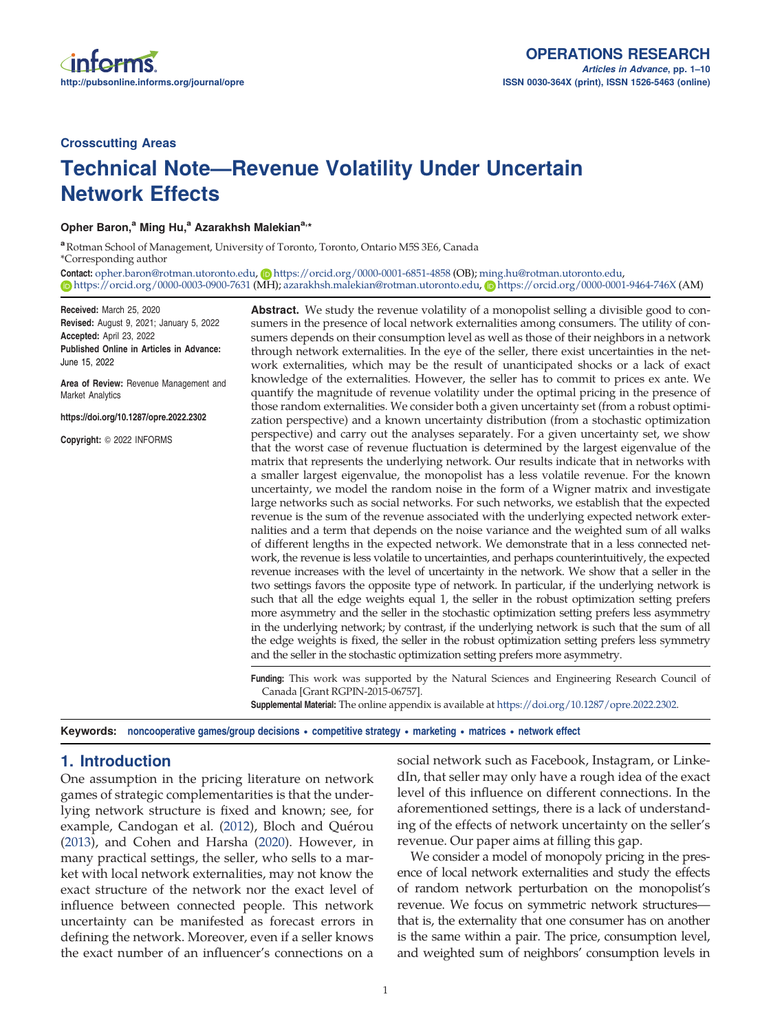Crosscutting Areas

# Technical Note—Revenue Volatility Under Uncertain Network Effects

**Opher Baron,[a] Ming Hu,[a] Azarakhsh Malekian[a,*]**

[a] Rotman School of Management, University of Toronto, Toronto, Ontario M5S 3E6, Canada

*Corresponding author

**Contact:** opher.baron@rotman.utoronto.edu, https://orcid.org/0000-0001-6851-4858 (OB); ming.hu@rotman.utoronto.edu, https://orcid.org/0000-0003-0900-7631 (MH); azarakhsh.malekian@rotman.utoronto.edu, https://orcid.org/0000-0001-9464-746X (AM)

**Received:** March 25, 2020
**Revised:** August 9, 2021; January 5, 2022
**Accepted:** April 23, 2022
**Published Online in Articles in Advance:** June 15, 2022

**Area of Review:** Revenue Management and Market Analytics

**https://doi.org/10.1287/opre.2022.2302**

**Copyright:** © 2022 INFORMS

**Abstract.** We study the revenue volatility of a monopolist selling a divisible good to consumers in the presence of local network externalities among consumers. The utility of consumers depends on their consumption level as well as those of their neighbors in a network through network externalities. In the eye of the seller, there exist uncertainties in the network externalities, which may be the result of unanticipated shocks or a lack of exact knowledge of the externalities. However, the seller has to commit to prices ex ante. We quantify the magnitude of revenue volatility under the optimal pricing in the presence of those random externalities. We consider both a given uncertainty set (from a robust optimization perspective) and a known uncertainty distribution (from a stochastic optimization perspective) and carry out the analyses separately. For a given uncertainty set, we show that the worst case of revenue fluctuation is determined by the largest eigenvalue of the matrix that represents the underlying network. Our results indicate that in networks with a smaller largest eigenvalue, the monopolist has a less volatile revenue. For the known uncertainty, we model the random noise in the form of a Wigner matrix and investigate large networks such as social networks. For such networks, we establish that the expected revenue is the sum of the revenue associated with the underlying expected network externalities and a term that depends on the noise variance and the weighted sum of all walks of different lengths in the expected network. We demonstrate that in a less connected network, the revenue is less volatile to uncertainties, and perhaps counterintuitively, the expected revenue increases with the level of uncertainty in the network. We show that a seller in the two settings favors the opposite type of network. In particular, if the underlying network is such that all the edge weights equal 1, the seller in the robust optimization setting prefers more asymmetry and the seller in the stochastic optimization setting prefers less asymmetry in the underlying network; by contrast, if the underlying network is such that the sum of all the edge weights is fixed, the seller in the robust optimization setting prefers less symmetry and the seller in the stochastic optimization setting prefers more asymmetry.

**Funding:** This work was supported by the Natural Sciences and Engineering Research Council of Canada [Grant RGPIN-2015-06757].

**Supplemental Material:** The online appendix is available at https://doi.org/10.1287/opre.2022.2302.

**Keywords:** noncooperative games/group decisions • competitive strategy • marketing • matrices • network effect

## 1. Introduction

One assumption in the pricing literature on network games of strategic complementarities is that the underlying network structure is fixed and known; see, for example, Candogan et al. (2012), Bloch and Quérou (2013), and Cohen and Harsha (2020). However, in many practical settings, the seller, who sells to a market with local network externalities, may not know the exact structure of the network nor the exact level of influence between connected people. This network uncertainty can be manifested as forecast errors in defining the network. Moreover, even if a seller knows the exact number of an influencer's connections on a social network such as Facebook, Instagram, or LinkedIn, that seller may only have a rough idea of the exact level of this influence on different connections. In the aforementioned settings, there is a lack of understanding of the effects of network uncertainty on the seller's revenue. Our paper aims at filling this gap.

We consider a model of monopoly pricing in the presence of local network externalities and study the effects of random network perturbation on the monopolist's revenue. We focus on symmetric network structures—that is, the externality that one consumer has on another is the same within a pair. The price, consumption level, and weighted sum of neighbors' consumption levels in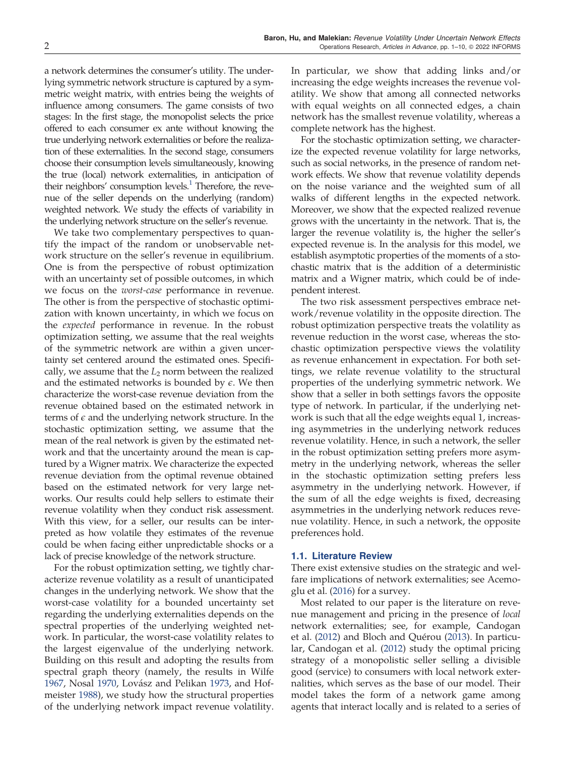a network determines the consumer's utility. The underlying symmetric network structure is captured by a symmetric weight matrix, with entries being the weights of influence among consumers. The game consists of two stages: In the first stage, the monopolist selects the price offered to each consumer ex ante without knowing the true underlying network externalities or before the realization of these externalities. In the second stage, consumers choose their consumption levels simultaneously, knowing the true (local) network externalities, in anticipation of their neighbors' consumption levels.[1] Therefore, the revenue of the seller depends on the underlying (random) weighted network. We study the effects of variability in the underlying network structure on the seller's revenue.

We take two complementary perspectives to quantify the impact of the random or unobservable network structure on the seller's revenue in equilibrium. One is from the perspective of robust optimization with an uncertainty set of possible outcomes, in which we focus on the *worst-case* performance in revenue. The other is from the perspective of stochastic optimization with known uncertainty, in which we focus on the *expected* performance in revenue. In the robust optimization setting, we assume that the real weights of the symmetric network are within a given uncertainty set centered around the estimated ones. Specifically, we assume that the $L_2$ norm between the realized and the estimated networks is bounded by $\epsilon$. We then characterize the worst-case revenue deviation from the revenue obtained based on the estimated network in terms of $\epsilon$ and the underlying network structure. In the stochastic optimization setting, we assume that the mean of the real network is given by the estimated network and that the uncertainty around the mean is captured by a Wigner matrix. We characterize the expected revenue deviation from the optimal revenue obtained based on the estimated network for very large networks. Our results could help sellers to estimate their revenue volatility when they conduct risk assessment. With this view, for a seller, our results can be interpreted as how volatile they estimates of the revenue could be when facing either unpredictable shocks or a lack of precise knowledge of the network structure.

For the robust optimization setting, we tightly characterize revenue volatility as a result of unanticipated changes in the underlying network. We show that the worst-case volatility for a bounded uncertainty set regarding the underlying externalities depends on the spectral properties of the underlying weighted network. In particular, the worst-case volatility relates to the largest eigenvalue of the underlying network. Building on this result and adopting the results from spectral graph theory (namely, the results in Wilfe 1967, Nosal 1970, Lovász and Pelikan 1973, and Hofmeister 1988), we study how the structural properties of the underlying network impact revenue volatility. In particular, we show that adding links and/or increasing the edge weights increases the revenue volatility. We show that among all connected networks with equal weights on all connected edges, a chain network has the smallest revenue volatility, whereas a complete network has the highest.

For the stochastic optimization setting, we characterize the expected revenue volatility for large networks, such as social networks, in the presence of random network effects. We show that revenue volatility depends on the noise variance and the weighted sum of all walks of different lengths in the expected network. Moreover, we show that the expected realized revenue grows with the uncertainty in the network. That is, the larger the revenue volatility is, the higher the seller's expected revenue is. In the analysis for this model, we establish asymptotic properties of the moments of a stochastic matrix that is the addition of a deterministic matrix and a Wigner matrix, which could be of independent interest.

The two risk assessment perspectives embrace network/revenue volatility in the opposite direction. The robust optimization perspective treats the volatility as revenue reduction in the worst case, whereas the stochastic optimization perspective views the volatility as revenue enhancement in expectation. For both settings, we relate revenue volatility to the structural properties of the underlying symmetric network. We show that a seller in both settings favors the opposite type of network. In particular, if the underlying network is such that all the edge weights equal 1, increasing asymmetries in the underlying network reduces revenue volatility. Hence, in such a network, the seller in the robust optimization setting prefers more asymmetry in the underlying network, whereas the seller in the stochastic optimization setting prefers less asymmetry in the underlying network. However, if the sum of all the edge weights is fixed, decreasing asymmetries in the underlying network reduces revenue volatility. Hence, in such a network, the opposite preferences hold.

### 1.1. Literature Review

There exist extensive studies on the strategic and welfare implications of network externalities; see Acemoglu et al. (2016) for a survey.

Most related to our paper is the literature on revenue management and pricing in the presence of *local* network externalities; see, for example, Candogan et al. (2012) and Bloch and Quérou (2013). In particular, Candogan et al. (2012) study the optimal pricing strategy of a monopolistic seller selling a divisible good (service) to consumers with local network externalities, which serves as the base of our model. Their model takes the form of a network game among agents that interact locally and is related to a series of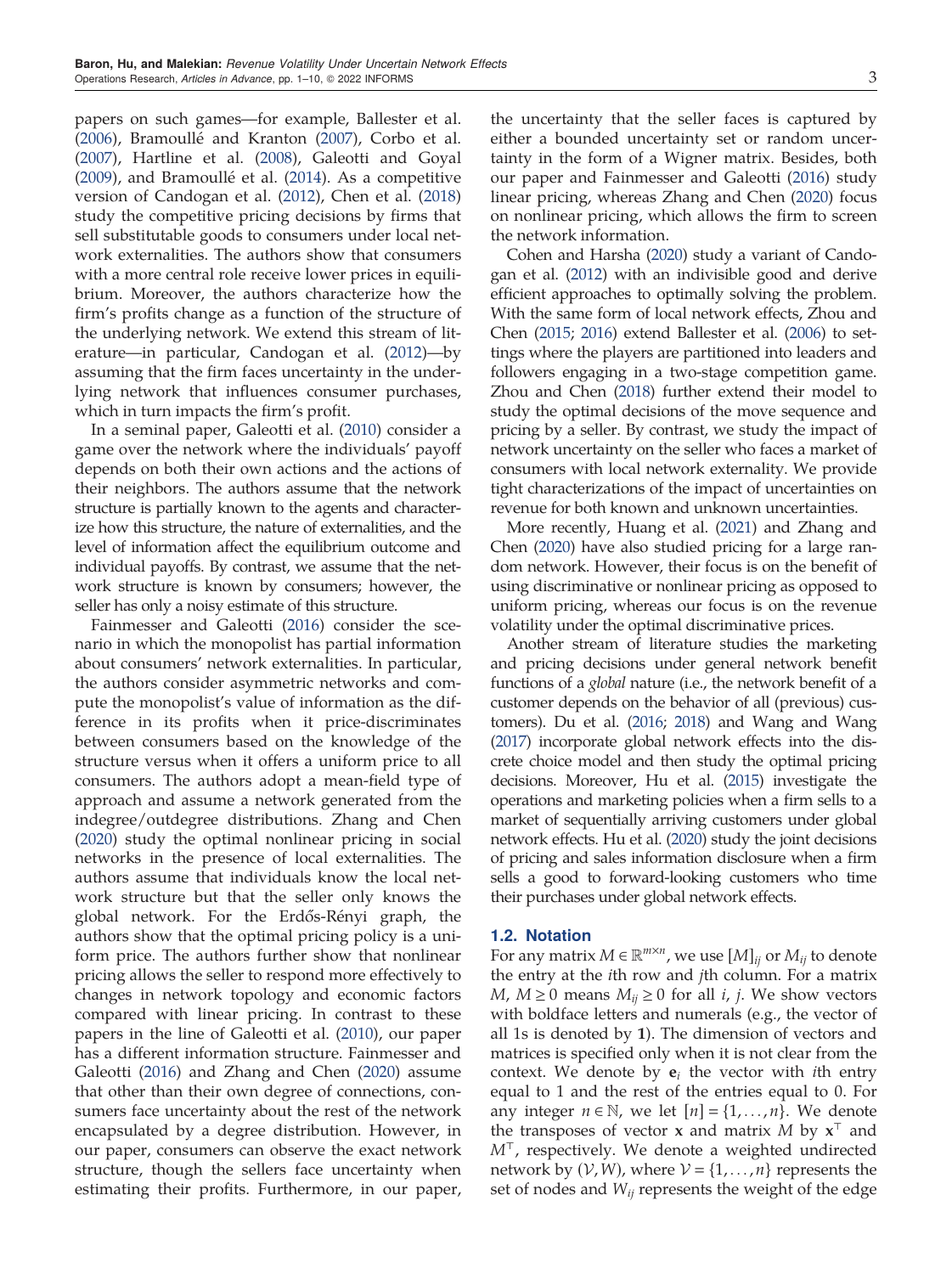papers on such games—for example, Ballester et al. (2006), Bramoullé and Kranton (2007), Corbo et al. (2007), Hartline et al. (2008), Galeotti and Goyal (2009), and Bramoullé et al. (2014). As a competitive version of Candogan et al. (2012), Chen et al. (2018) study the competitive pricing decisions by firms that sell substitutable goods to consumers under local network externalities. The authors show that consumers with a more central role receive lower prices in equilibrium. Moreover, the authors characterize how the firm's profits change as a function of the structure of the underlying network. We extend this stream of literature—in particular, Candogan et al. (2012)—by assuming that the firm faces uncertainty in the underlying network that influences consumer purchases, which in turn impacts the firm's profit.

In a seminal paper, Galeotti et al. (2010) consider a game over the network where the individuals' payoff depends on both their own actions and the actions of their neighbors. The authors assume that the network structure is partially known to the agents and characterize how this structure, the nature of externalities, and the level of information affect the equilibrium outcome and individual payoffs. By contrast, we assume that the network structure is known by consumers; however, the seller has only a noisy estimate of this structure.

Fainmesser and Galeotti (2016) consider the scenario in which the monopolist has partial information about consumers' network externalities. In particular, the authors consider asymmetric networks and compute the monopolist's value of information as the difference in its profits when it price-discriminates between consumers based on the knowledge of the structure versus when it offers a uniform price to all consumers. The authors adopt a mean-field type of approach and assume a network generated from the indegree/outdegree distributions. Zhang and Chen (2020) study the optimal nonlinear pricing in social networks in the presence of local externalities. The authors assume that individuals know the local network structure but that the seller only knows the global network. For the Erdős-Rényi graph, the authors show that the optimal pricing policy is a uniform price. The authors further show that nonlinear pricing allows the seller to respond more effectively to changes in network topology and economic factors compared with linear pricing. In contrast to these papers in the line of Galeotti et al. (2010), our paper has a different information structure. Fainmesser and Galeotti (2016) and Zhang and Chen (2020) assume that other than their own degree of connections, consumers face uncertainty about the rest of the network encapsulated by a degree distribution. However, in our paper, consumers can observe the exact network structure, though the sellers face uncertainty when estimating their profits. Furthermore, in our paper, the uncertainty that the seller faces is captured by either a bounded uncertainty set or random uncertainty in the form of a Wigner matrix. Besides, both our paper and Fainmesser and Galeotti (2016) study linear pricing, whereas Zhang and Chen (2020) focus on nonlinear pricing, which allows the firm to screen the network information.

Cohen and Harsha (2020) study a variant of Candogan et al. (2012) with an indivisible good and derive efficient approaches to optimally solving the problem. With the same form of local network effects, Zhou and Chen (2015; 2016) extend Ballester et al. (2006) to settings where the players are partitioned into leaders and followers engaging in a two-stage competition game. Zhou and Chen (2018) further extend their model to study the optimal decisions of the move sequence and pricing by a seller. By contrast, we study the impact of network uncertainty on the seller who faces a market of consumers with local network externality. We provide tight characterizations of the impact of uncertainties on revenue for both known and unknown uncertainties.

More recently, Huang et al. (2021) and Zhang and Chen (2020) have also studied pricing for a large random network. However, their focus is on the benefit of using discriminative or nonlinear pricing as opposed to uniform pricing, whereas our focus is on the revenue volatility under the optimal discriminative prices.

Another stream of literature studies the marketing and pricing decisions under general network benefit functions of a *global* nature (i.e., the network benefit of a customer depends on the behavior of all (previous) customers). Du et al. (2016; 2018) and Wang and Wang (2017) incorporate global network effects into the discrete choice model and then study the optimal pricing decisions. Moreover, Hu et al. (2015) investigate the operations and marketing policies when a firm sells to a market of sequentially arriving customers under global network effects. Hu et al. (2020) study the joint decisions of pricing and sales information disclosure when a firm sells a good to forward-looking customers who time their purchases under global network effects.

### 1.2. Notation

For any matrix $M \in \mathbb{R}^{m \times n}$, we use $[M]_{ij}$ or $M_{ij}$ to denote the entry at the $i$th row and $j$th column. For a matrix $M$, $M \geq 0$ means $M_{ij} \geq 0$ for all $i$, $j$. We show vectors with boldface letters and numerals (e.g., the vector of all 1s is denoted by $\mathbf{1}$). The dimension of vectors and matrices is specified only when it is not clear from the context. We denote by $\mathbf{e}_i$ the vector with $i$th entry equal to 1 and the rest of the entries equal to 0. For any integer $n \in \mathbb{N}$, we let $[n] = \{1, \ldots, n\}$. We denote the transposes of vector $\mathbf{x}$ and matrix $M$ by $\mathbf{x}^\top$ and $M^\top$, respectively. We denote a weighted undirected network by $(\mathcal{V}, W)$, where $\mathcal{V} = \{1, \ldots, n\}$ represents the set of nodes and $W_{ij}$ represents the weight of the edge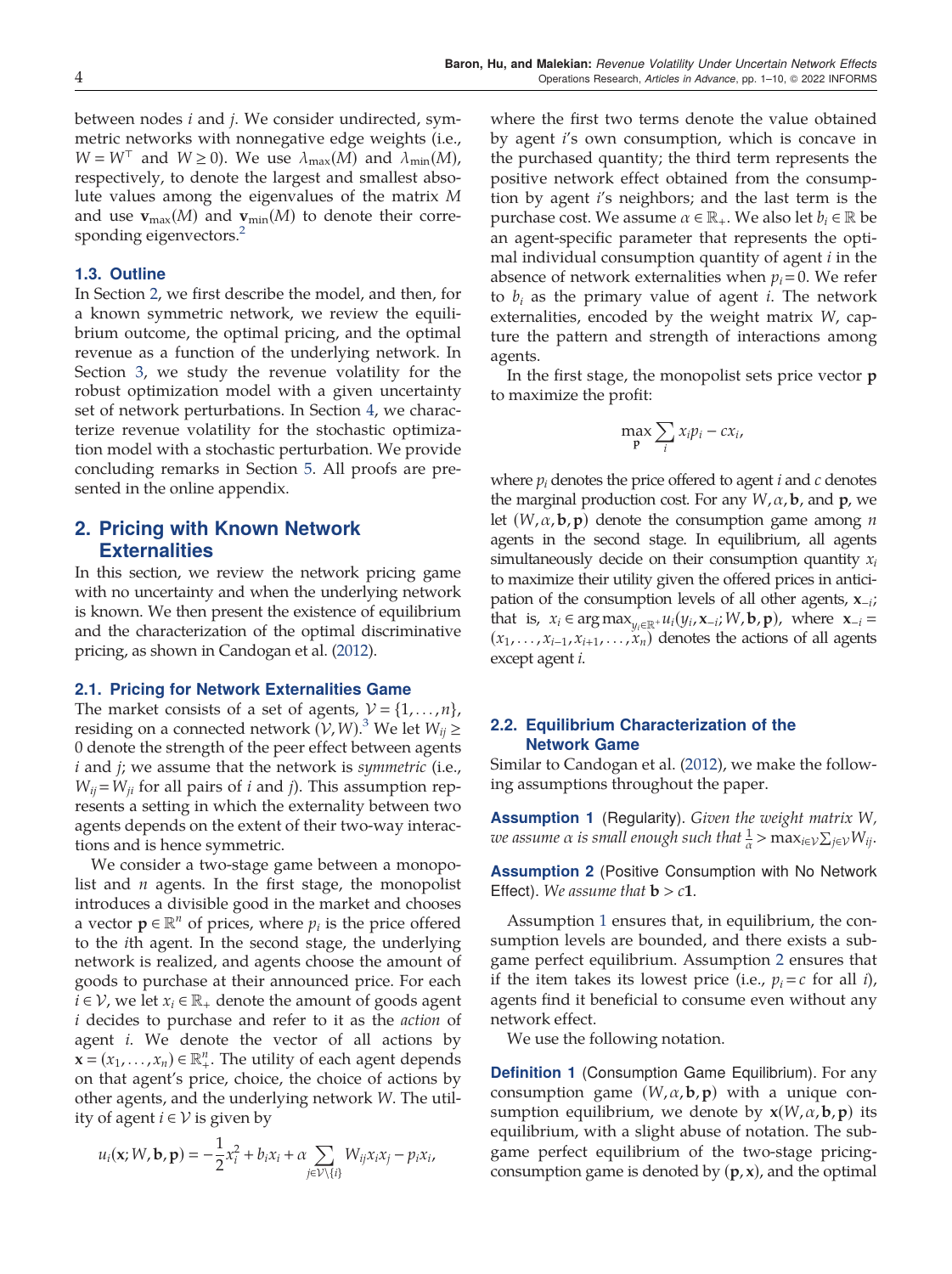between nodes $i$ and $j$. We consider undirected, symmetric networks with nonnegative edge weights (i.e., $W = W^\top$ and $W \geq 0$). We use $\lambda_{\max}(M)$ and $\lambda_{\min}(M)$, respectively, to denote the largest and smallest absolute values among the eigenvalues of the matrix $M$ and use $\mathbf{v}_{\max}(M)$ and $\mathbf{v}_{\min}(M)$ to denote their corresponding eigenvectors.[2]

### 1.3. Outline

In Section 2, we first describe the model, and then, for a known symmetric network, we review the equilibrium outcome, the optimal pricing, and the optimal revenue as a function of the underlying network. In Section 3, we study the revenue volatility for the robust optimization model with a given uncertainty set of network perturbations. In Section 4, we characterize revenue volatility for the stochastic optimization model with a stochastic perturbation. We provide concluding remarks in Section 5. All proofs are presented in the online appendix.

## 2. Pricing with Known Network Externalities

In this section, we review the network pricing game with no uncertainty and when the underlying network is known. We then present the existence of equilibrium and the characterization of the optimal discriminative pricing, as shown in Candogan et al. (2012).

### 2.1. Pricing for Network Externalities Game

The market consists of a set of agents, $\mathcal{V} = \{1, \ldots, n\}$, residing on a connected network $(\mathcal{V}, W)$.[3] We let $W_{ij} \geq 0$ denote the strength of the peer effect between agents $i$ and $j$; we assume that the network is *symmetric* (i.e., $W_{ij} = W_{ji}$ for all pairs of $i$ and $j$). This assumption represents a setting in which the externality between two agents depends on the extent of their two-way interactions and is hence symmetric.

We consider a two-stage game between a monopolist and $n$ agents. In the first stage, the monopolist introduces a divisible good in the market and chooses a vector $\mathbf{p} \in \mathbb{R}^n$ of prices, where $p_i$ is the price offered to the $i$th agent. In the second stage, the underlying network is realized, and agents choose the amount of goods to purchase at their announced price. For each $i \in \mathcal{V}$, we let $x_i \in \mathbb{R}_+$ denote the amount of goods agent $i$ decides to purchase and refer to it as the *action* of agent $i$. We denote the vector of all actions by $\mathbf{x} = (x_1, \ldots, x_n) \in \mathbb{R}^n_+$. The utility of each agent depends on that agent's price, choice, the choice of actions by other agents, and the underlying network $W$. The utility of agent $i \in \mathcal{V}$ is given by

$$u_i(\mathbf{x}; W, \mathbf{b}, \mathbf{p}) = -\frac{1}{2}x_i^2 + b_i x_i + \alpha \sum_{j \in \mathcal{V}\setminus\{i\}} W_{ij} x_i x_j - p_i x_i,$$

where the first two terms denote the value obtained by agent $i$'s own consumption, which is concave in the purchased quantity; the third term represents the positive network effect obtained from the consumption by agent $i$'s neighbors; and the last term is the purchase cost. We assume $\alpha \in \mathbb{R}_+$. We also let $b_i \in \mathbb{R}$ be an agent-specific parameter that represents the optimal individual consumption quantity of agent $i$ in the absence of network externalities when $p_i = 0$. We refer to $b_i$ as the primary value of agent $i$. The network externalities, encoded by the weight matrix $W$, capture the pattern and strength of interactions among agents.

In the first stage, the monopolist sets price vector $\mathbf{p}$ to maximize the profit:

$$\max_{\mathbf{p}} \sum_i x_i p_i - c x_i,$$

where $p_i$ denotes the price offered to agent $i$ and $c$ denotes the marginal production cost. For any $W, \alpha, \mathbf{b}$, and $\mathbf{p}$, we let $(W, \alpha, \mathbf{b}, \mathbf{p})$ denote the consumption game among $n$ agents in the second stage. In equilibrium, all agents simultaneously decide on their consumption quantity $x_i$ to maximize their utility given the offered prices in anticipation of the consumption levels of all other agents, $\mathbf{x}_{-i}$; that is, $x_i \in \arg\max_{y_i \in \mathbb{R}^+} u_i(y_i, \mathbf{x}_{-i}; W, \mathbf{b}, \mathbf{p})$, where $\mathbf{x}_{-i} = (x_1, \ldots, x_{i-1}, x_{i+1}, \ldots, x_n)$ denotes the actions of all agents except agent $i$.

### 2.2. Equilibrium Characterization of the Network Game

Similar to Candogan et al. (2012), we make the following assumptions throughout the paper.

**Assumption 1** (Regularity). *Given the weight matrix $W$, we assume $\alpha$ is small enough such that $\frac{1}{\alpha} > \max_{i \in \mathcal{V}} \sum_{j \in \mathcal{V}} W_{ij}$.*

**Assumption 2** (Positive Consumption with No Network Effect). *We assume that $\mathbf{b} > c\mathbf{1}$.*

Assumption 1 ensures that, in equilibrium, the consumption levels are bounded, and there exists a subgame perfect equilibrium. Assumption 2 ensures that if the item takes its lowest price (i.e., $p_i = c$ for all $i$), agents find it beneficial to consume even without any network effect.

We use the following notation.

**Definition 1** (Consumption Game Equilibrium). For any consumption game $(W, \alpha, \mathbf{b}, \mathbf{p})$ with a unique consumption equilibrium, we denote by $\mathbf{x}(W, \alpha, \mathbf{b}, \mathbf{p})$ its equilibrium, with a slight abuse of notation. The subgame perfect equilibrium of the two-stage pricing-consumption game is denoted by $(\mathbf{p}, \mathbf{x})$, and the optimal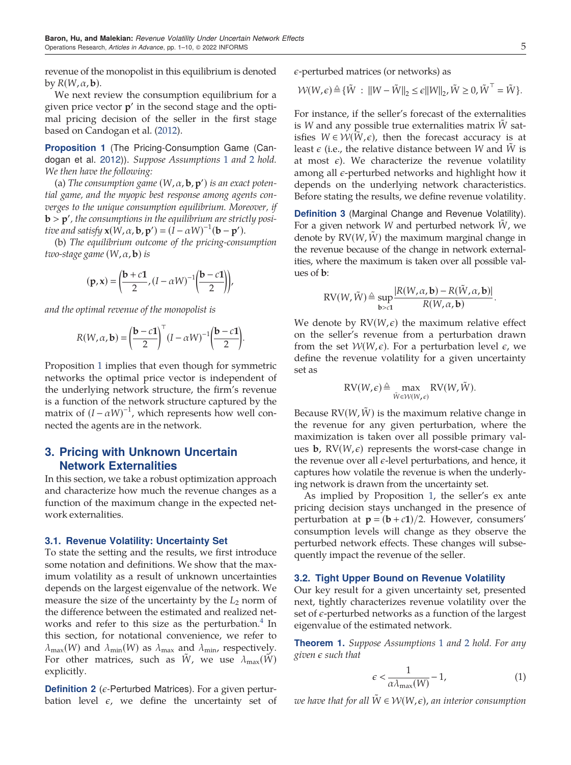revenue of the monopolist in this equilibrium is denoted by $R(W, \alpha, \mathbf{b})$.

We next review the consumption equilibrium for a given price vector $\mathbf{p}'$ in the second stage and the optimal pricing decision of the seller in the first stage based on Candogan et al. (2012).

**Proposition 1** (The Pricing-Consumption Game (Candogan et al. 2012)). *Suppose Assumptions 1 and 2 hold. We then have the following:*

(a) *The consumption game $(W, \alpha, \mathbf{b}, \mathbf{p}')$ is an exact potential game, and the myopic best response among agents converges to the unique consumption equilibrium. Moreover, if $\mathbf{b} > \mathbf{p}'$, the consumptions in the equilibrium are strictly positive and satisfy $\mathbf{x}(W, \alpha, \mathbf{b}, \mathbf{p}') = (I - \alpha W)^{-1}(\mathbf{b} - \mathbf{p}')$.*

(b) *The equilibrium outcome of the pricing-consumption two-stage game $(W, \alpha, \mathbf{b})$ is*

$$(\mathbf{p}, \mathbf{x}) = \left(\frac{\mathbf{b} + c\mathbf{1}}{2}, (I - \alpha W)^{-1}\left(\frac{\mathbf{b} - c\mathbf{1}}{2}\right)\right),$$

*and the optimal revenue of the monopolist is*

$$R(W, \alpha, \mathbf{b}) = \left(\frac{\mathbf{b} - c\mathbf{1}}{2}\right)^{\top}(I - \alpha W)^{-1}\left(\frac{\mathbf{b} - c\mathbf{1}}{2}\right).$$

Proposition 1 implies that even though for symmetric networks the optimal price vector is independent of the underlying network structure, the firm's revenue is a function of the network structure captured by the matrix of $(I - \alpha W)^{-1}$, which represents how well connected the agents are in the network.

## 3. Pricing with Unknown Uncertain Network Externalities

In this section, we take a robust optimization approach and characterize how much the revenue changes as a function of the maximum change in the expected network externalities.

### 3.1. Revenue Volatility: Uncertainty Set

To state the setting and the results, we first introduce some notation and definitions. We show that the maximum volatility as a result of unknown uncertainties depends on the largest eigenvalue of the network. We measure the size of the uncertainty by the $L_2$ norm of the difference between the estimated and realized networks and refer to this size as the perturbation.[4] In this section, for notational convenience, we refer to $\lambda_{\max}(W)$ and $\lambda_{\min}(W)$ as $\lambda_{\max}$ and $\lambda_{\min}$, respectively. For other matrices, such as $\tilde{W}$, we use $\lambda_{\max}(\tilde{W})$ explicitly.

**Definition 2** ($\epsilon$-Perturbed Matrices). For a given perturbation level $\epsilon$, we define the uncertainty set of $\epsilon$-perturbed matrices (or networks) as

$$\mathcal{W}(W, \epsilon) \triangleq \{\tilde{W} : \|W - \tilde{W}\|_2 \leq \epsilon\|W\|_2, \tilde{W} \geq 0, \tilde{W}^{\top} = \tilde{W}\}.$$

For instance, if the seller's forecast of the externalities is $W$ and any possible true externalities matrix $\tilde{W}$ satisfies $W \in \mathcal{W}(\tilde{W}, \epsilon)$, then the forecast accuracy is at least $\epsilon$ (i.e., the relative distance between $W$ and $\tilde{W}$ is at most $\epsilon$). We characterize the revenue volatility among all $\epsilon$-perturbed networks and highlight how it depends on the underlying network characteristics. Before stating the results, we define revenue volatility.

**Definition 3** (Marginal Change and Revenue Volatility). For a given network $W$ and perturbed network $\tilde{W}$, we denote by $\text{RV}(W, \tilde{W})$ the maximum marginal change in the revenue because of the change in network externalities, where the maximum is taken over all possible values of $\mathbf{b}$:

$$\text{RV}(W, \tilde{W}) \triangleq \sup_{\mathbf{b} > c\mathbf{1}} \frac{|R(W, \alpha, \mathbf{b}) - R(\tilde{W}, \alpha, \mathbf{b})|}{R(W, \alpha, \mathbf{b})}.$$

We denote by $\text{RV}(W, \epsilon)$ the maximum relative effect on the seller's revenue from a perturbation drawn from the set $\mathcal{W}(W, \epsilon)$. For a perturbation level $\epsilon$, we define the revenue volatility for a given uncertainty set as

$$\text{RV}(W, \epsilon) \triangleq \max_{\tilde{W} \in \mathcal{W}(W, \epsilon)} \text{RV}(W, \tilde{W}).$$

Because $\text{RV}(W, \tilde{W})$ is the maximum relative change in the revenue for any given perturbation, where the maximization is taken over all possible primary values $\mathbf{b}$, $\text{RV}(W, \epsilon)$ represents the worst-case change in the revenue over all $\epsilon$-level perturbations, and hence, it captures how volatile the revenue is when the underlying network is drawn from the uncertainty set.

As implied by Proposition 1, the seller's ex ante pricing decision stays unchanged in the presence of perturbation at $\mathbf{p} = (\mathbf{b} + c\mathbf{1})/2$. However, consumers' consumption levels will change as they observe the perturbed network effects. These changes will subsequently impact the revenue of the seller.

### 3.2. Tight Upper Bound on Revenue Volatility

Our key result for a given uncertainty set, presented next, tightly characterizes revenue volatility over the set of $\epsilon$-perturbed networks as a function of the largest eigenvalue of the estimated network.

**Theorem 1.** *Suppose Assumptions 1 and 2 hold. For any given $\epsilon$ such that*

$$\epsilon < \frac{1}{\alpha \lambda_{\max}(W)} - 1, \tag{1}$$

*we have that for all $\tilde{W} \in \mathcal{W}(W, \epsilon)$, an interior consumption*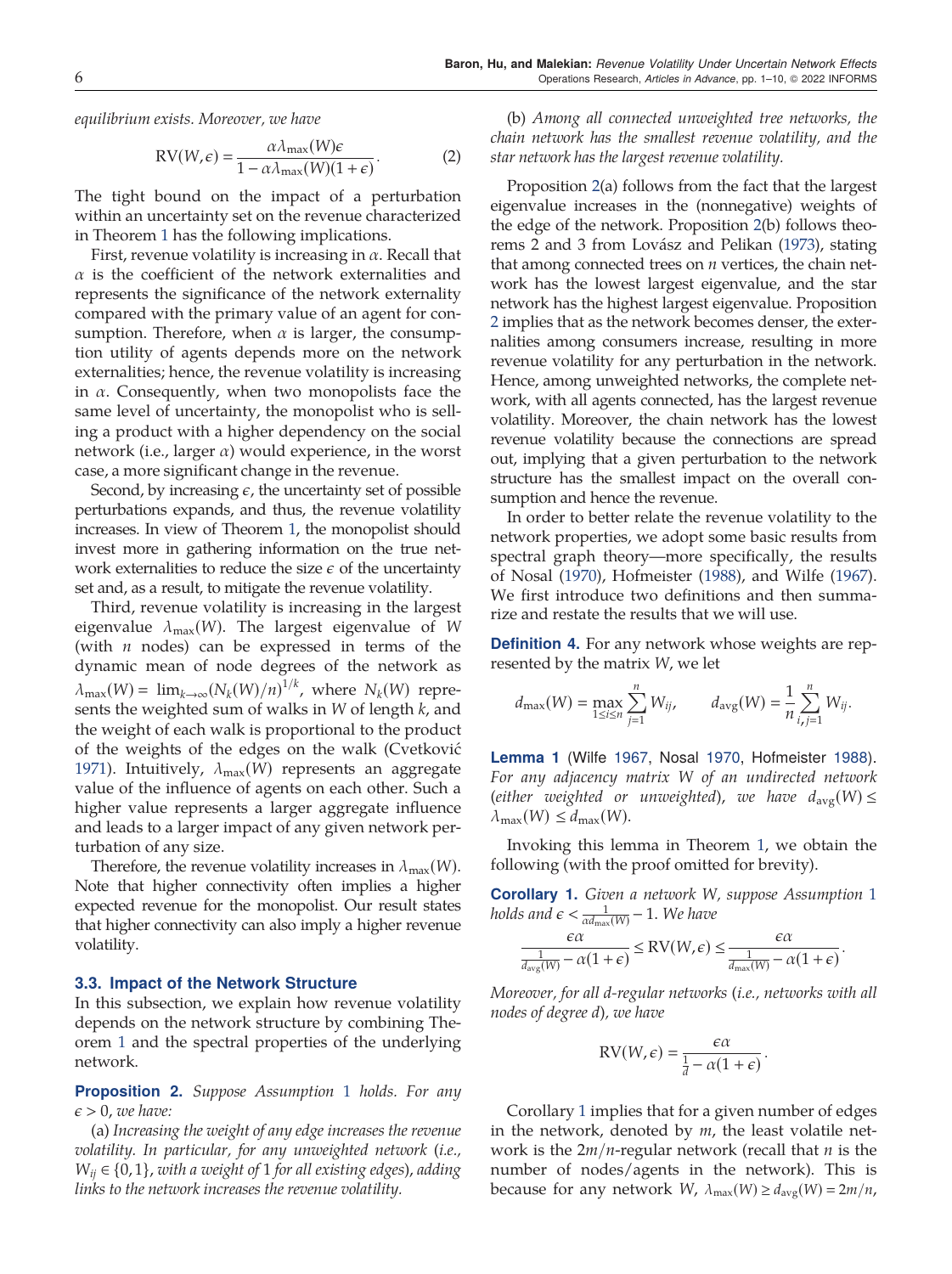*equilibrium exists. Moreover, we have*

$$\mathrm{RV}(W,\epsilon) = \frac{\alpha\lambda_{\max}(W)\epsilon}{1-\alpha\lambda_{\max}(W)(1+\epsilon)}. \tag{2}$$

The tight bound on the impact of a perturbation within an uncertainty set on the revenue characterized in Theorem 1 has the following implications.

First, revenue volatility is increasing in $\alpha$. Recall that $\alpha$ is the coefficient of the network externalities and represents the significance of the network externality compared with the primary value of an agent for consumption. Therefore, when $\alpha$ is larger, the consumption utility of agents depends more on the network externalities; hence, the revenue volatility is increasing in $\alpha$. Consequently, when two monopolists face the same level of uncertainty, the monopolist who is selling a product with a higher dependency on the social network (i.e., larger $\alpha$) would experience, in the worst case, a more significant change in the revenue.

Second, by increasing $\epsilon$, the uncertainty set of possible perturbations expands, and thus, the revenue volatility increases. In view of Theorem 1, the monopolist should invest more in gathering information on the true network externalities to reduce the size $\epsilon$ of the uncertainty set and, as a result, to mitigate the revenue volatility.

Third, revenue volatility is increasing in the largest eigenvalue $\lambda_{\max}(W)$. The largest eigenvalue of $W$ (with $n$ nodes) can be expressed in terms of the dynamic mean of node degrees of the network as $\lambda_{\max}(W) = \lim_{k\to\infty}(N_k(W)/n)^{1/k}$, where $N_k(W)$ represents the weighted sum of walks in $W$ of length $k$, and the weight of each walk is proportional to the product of the weights of the edges on the walk (Cvetković 1971). Intuitively, $\lambda_{\max}(W)$ represents an aggregate value of the influence of agents on each other. Such a higher value represents a larger aggregate influence and leads to a larger impact of any given network perturbation of any size.

Therefore, the revenue volatility increases in $\lambda_{\max}(W)$. Note that higher connectivity often implies a higher expected revenue for the monopolist. Our result states that higher connectivity can also imply a higher revenue volatility.

### 3.3. Impact of the Network Structure

In this subsection, we explain how revenue volatility depends on the network structure by combining Theorem 1 and the spectral properties of the underlying network.

**Proposition 2.** *Suppose Assumption 1 holds. For any $\epsilon > 0$, we have:*

(a) *Increasing the weight of any edge increases the revenue volatility. In particular, for any unweighted network (i.e., $W_{ij} \in \{0,1\}$, with a weight of 1 for all existing edges), adding links to the network increases the revenue volatility.*

(b) *Among all connected unweighted tree networks, the chain network has the smallest revenue volatility, and the star network has the largest revenue volatility.*

Proposition 2(a) follows from the fact that the largest eigenvalue increases in the (nonnegative) weights of the edge of the network. Proposition 2(b) follows theorems 2 and 3 from Lovász and Pelikan (1973), stating that among connected trees on $n$ vertices, the chain network has the lowest largest eigenvalue, and the star network has the highest largest eigenvalue. Proposition 2 implies that as the network becomes denser, the externalities among consumers increase, resulting in more revenue volatility for any perturbation in the network. Hence, among unweighted networks, the complete network, with all agents connected, has the largest revenue volatility. Moreover, the chain network has the lowest revenue volatility because the connections are spread out, implying that a given perturbation to the network structure has the smallest impact on the overall consumption and hence the revenue.

In order to better relate the revenue volatility to the network properties, we adopt some basic results from spectral graph theory—more specifically, the results of Nosal (1970), Hofmeister (1988), and Wilfe (1967). We first introduce two definitions and then summarize and restate the results that we will use.

**Definition 4.** For any network whose weights are represented by the matrix $W$, we let

$$d_{\max}(W) = \max_{1\le i\le n}\sum_{j=1}^{n} W_{ij}, \qquad d_{\mathrm{avg}}(W) = \frac{1}{n}\sum_{i,j=1}^{n} W_{ij}.$$

**Lemma 1** (Wilfe 1967, Nosal 1970, Hofmeister 1988). *For any adjacency matrix $W$ of an undirected network (either weighted or unweighted), we have $d_{\mathrm{avg}}(W) \le \lambda_{\max}(W) \le d_{\max}(W)$.*

Invoking this lemma in Theorem 1, we obtain the following (with the proof omitted for brevity).

**Corollary 1.** *Given a network $W$, suppose Assumption 1 holds and $\epsilon < \frac{1}{\alpha d_{\max}(W)} - 1$. We have*

$$\frac{\epsilon\alpha}{\frac{1}{d_{\mathrm{avg}}(W)} - \alpha(1+\epsilon)} \le \mathrm{RV}(W,\epsilon) \le \frac{\epsilon\alpha}{\frac{1}{d_{\max}(W)} - \alpha(1+\epsilon)}.$$

*Moreover, for all $d$-regular networks (i.e., networks with all nodes of degree $d$), we have*

$$\mathrm{RV}(W,\epsilon) = \frac{\epsilon\alpha}{\frac{1}{d} - \alpha(1+\epsilon)}.$$

Corollary 1 implies that for a given number of edges in the network, denoted by $m$, the least volatile network is the $2m/n$-regular network (recall that $n$ is the number of nodes/agents in the network). This is because for any network $W$, $\lambda_{\max}(W) \ge d_{\mathrm{avg}}(W) = 2m/n$,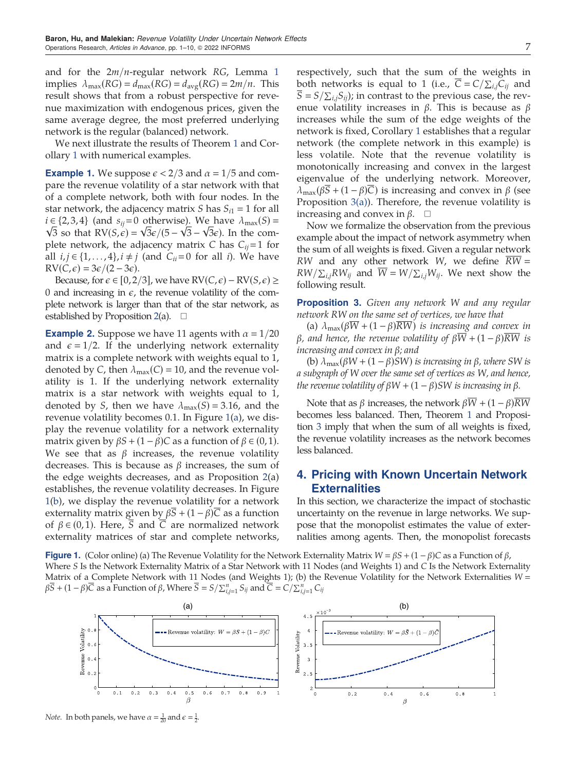and for the $2m/n$-regular network $RG$, Lemma 1 implies $\lambda_{\max}(RG) = d_{\max}(RG) = d_{\text{avg}}(RG) = 2m/n$. This result shows that from a robust perspective for revenue maximization with endogenous prices, given the same average degree, the most preferred underlying network is the regular (balanced) network.

We next illustrate the results of Theorem 1 and Corollary 1 with numerical examples.

**Example 1.** We suppose $\epsilon < 2/3$ and $\alpha = 1/5$ and compare the revenue volatility of a star network with that of a complete network, both with four nodes. In the star network, the adjacency matrix $S$ has $S_{i1} = 1$ for all $i \in \{2,3,4\}$ (and $s_{ij} = 0$ otherwise). We have $\lambda_{\max}(S) = \sqrt{3}$ so that $\text{RV}(S,\epsilon) = \sqrt{3}\epsilon/(5 - \sqrt{3} - \sqrt{3}\epsilon)$. In the complete network, the adjacency matrix $C$ has $C_{ij} = 1$ for all $i,j \in \{1,\ldots,4\}, i \neq j$ (and $C_{ii} = 0$ for all $i$). We have $\text{RV}(C,\epsilon) = 3\epsilon/(2 - 3\epsilon)$.

Because, for $\epsilon \in [0, 2/3]$, we have $\text{RV}(C,\epsilon) - \text{RV}(S,\epsilon) \geq 0$ and increasing in $\epsilon$, the revenue volatility of the complete network is larger than that of the star network, as established by Proposition 2(a). □

**Example 2.** Suppose we have 11 agents with $\alpha = 1/20$ and $\epsilon = 1/2$. If the underlying network externality matrix is a complete network with weights equal to 1, denoted by $C$, then $\lambda_{\max}(C) = 10$, and the revenue volatility is 1. If the underlying network externality matrix is a star network with weights equal to 1, denoted by $S$, then we have $\lambda_{\max}(S) = 3.16$, and the revenue volatility becomes 0.1. In Figure 1(a), we display the revenue volatility for a network externality matrix given by $\beta S + (1-\beta)C$ as a function of $\beta \in (0,1)$. We see that as $\beta$ increases, the revenue volatility decreases. This is because as $\beta$ increases, the sum of the edge weights decreases, and as Proposition 2(a) establishes, the revenue volatility decreases. In Figure 1(b), we display the revenue volatility for a network externality matrix given by $\beta\overline{S} + (1-\beta)\overline{C}$ as a function of $\beta \in (0,1)$. Here, $\overline{S}$ and $\overline{C}$ are normalized network externality matrices of star and complete networks, respectively, such that the sum of the weights in both networks is equal to 1 (i.e., $\overline{C} = C/\sum_{i,j} C_{ij}$ and $\overline{S} = S/\sum_{i,j} S_{ij}$); in contrast to the previous case, the revenue volatility increases in $\beta$. This is because as $\beta$ increases while the sum of the edge weights of the network is fixed, Corollary 1 establishes that a regular network (the complete network in this example) is less volatile. Note that the revenue volatility is monotonically increasing and convex in the largest eigenvalue of the underlying network. Moreover, $\lambda_{\max}(\beta\overline{S} + (1-\beta)\overline{C})$ is increasing and convex in $\beta$ (see Proposition 3(a)). Therefore, the revenue volatility is increasing and convex in $\beta$. □

Now we formalize the observation from the previous example about the impact of network asymmetry when the sum of all weights is fixed. Given a regular network $RW$ and any other network $W$, we define $\overline{RW} = RW/\sum_{i,j} RW_{ij}$ and $\overline{W} = W/\sum_{i,j} W_{ij}$. We next show the following result.

**Proposition 3.** *Given any network $W$ and any regular network $RW$ on the same set of vertices, we have that*

(a) *$\lambda_{\max}(\beta\overline{W} + (1-\beta)\overline{RW})$ is increasing and convex in $\beta$, and hence, the revenue volatility of $\beta\overline{W} + (1-\beta)\overline{RW}$ is increasing and convex in $\beta$; and*

(b) *$\lambda_{\max}(\beta W + (1-\beta)SW)$ is increasing in $\beta$, where $SW$ is a subgraph of $W$ over the same set of vertices as $W$, and hence, the revenue volatility of $\beta W + (1-\beta)SW$ is increasing in $\beta$.*

Note that as $\beta$ increases, the network $\beta\overline{W} + (1-\beta)\overline{RW}$ becomes less balanced. Then, Theorem 1 and Proposition 3 imply that when the sum of all weights is fixed, the revenue volatility increases as the network becomes less balanced.

## 4. Pricing with Known Uncertain Network Externalities

In this section, we characterize the impact of stochastic uncertainty on the revenue in large networks. We suppose that the monopolist estimates the value of externalities among agents. Then, the monopolist forecasts

**Figure 1.** (Color online) (a) The Revenue Volatility for the Network Externality Matrix $W = \beta S + (1-\beta)C$ as a Function of $\beta$, Where $S$ Is the Network Externality Matrix of a Star Network with 11 Nodes (and Weights 1) and $C$ Is the Network Externality Matrix of a Complete Network with 11 Nodes (and Weights 1); (b) the Revenue Volatility for the Network Externalities $W = \beta\overline{S} + (1-\beta)\overline{C}$ as a Function of $\beta$, Where $\overline{S} = S/\sum_{i,j=1}^{n} S_{ij}$ and $\overline{C} = C/\sum_{i,j=1}^{n} C_{ij}$

*Note.* In both panels, we have $\alpha = \frac{1}{20}$ and $\epsilon = \frac{1}{2}$.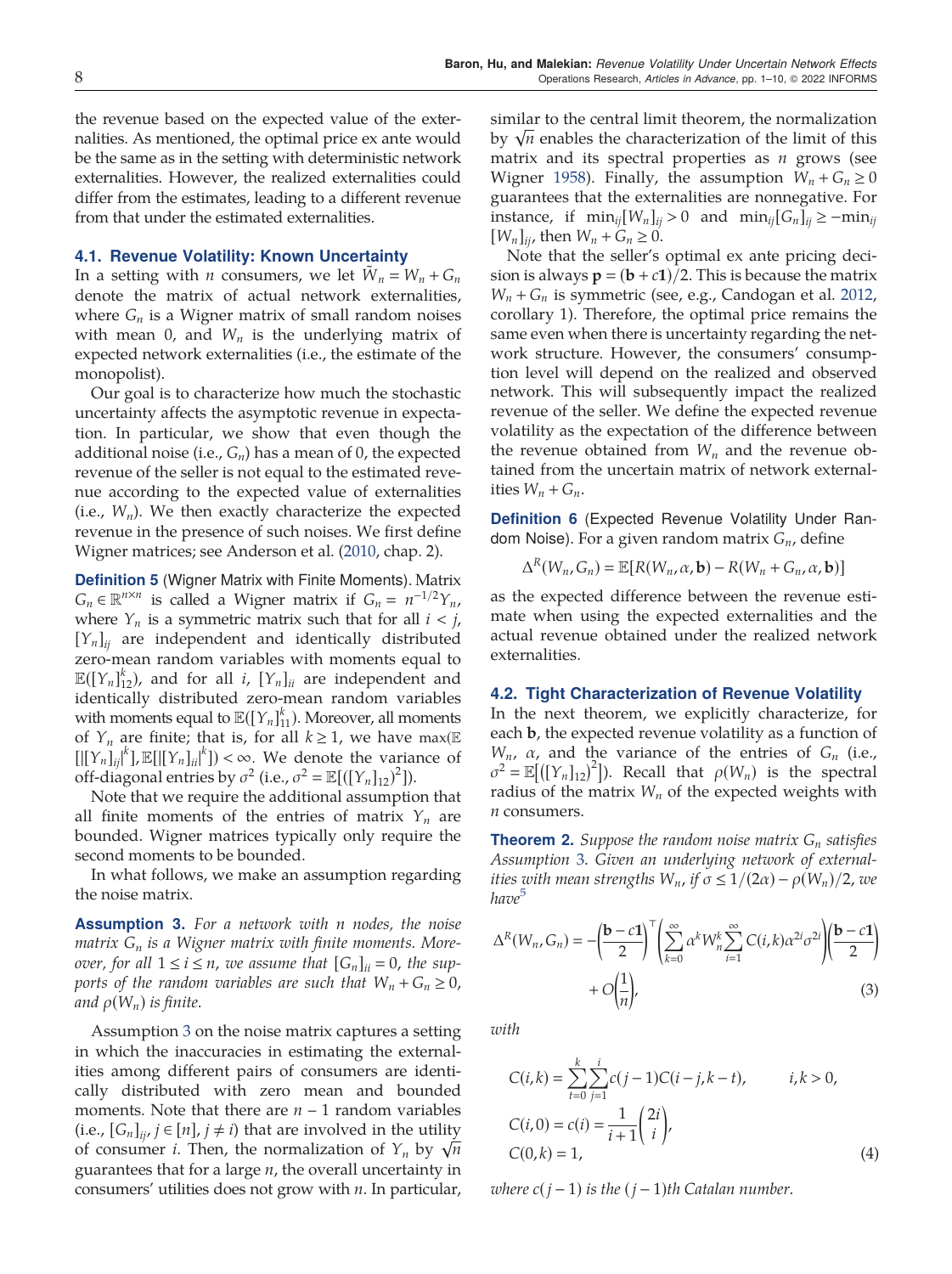the revenue based on the expected value of the externalities. As mentioned, the optimal price ex ante would be the same as in the setting with deterministic network externalities. However, the realized externalities could differ from the estimates, leading to a different revenue from that under the estimated externalities.

### 4.1. Revenue Volatility: Known Uncertainty

In a setting with $n$ consumers, we let $\tilde{W}_n = W_n + G_n$ denote the matrix of actual network externalities, where $G_n$ is a Wigner matrix of small random noises with mean 0, and $W_n$ is the underlying matrix of expected network externalities (i.e., the estimate of the monopolist).

Our goal is to characterize how much the stochastic uncertainty affects the asymptotic revenue in expectation. In particular, we show that even though the additional noise (i.e., $G_n$) has a mean of 0, the expected revenue of the seller is not equal to the estimated revenue according to the expected value of externalities (i.e., $W_n$). We then exactly characterize the expected revenue in the presence of such noises. We first define Wigner matrices; see Anderson et al. (2010, chap. 2).

**Definition 5** (Wigner Matrix with Finite Moments). Matrix $G_n \in \mathbb{R}^{n\times n}$ is called a Wigner matrix if $G_n = n^{-1/2}Y_n$, where $Y_n$ is a symmetric matrix such that for all $i < j$, $[Y_n]_{ij}$ are independent and identically distributed zero-mean random variables with moments equal to $\mathbb{E}([Y_n]_{12}^k)$, and for all $i$, $[Y_n]_{ii}$ are independent and identically distributed zero-mean random variables with moments equal to $\mathbb{E}([Y_n]_{11}^k)$. Moreover, all moments of $Y_n$ are finite; that is, for all $k \geq 1$, we have $\max(\mathbb{E}[|[Y_n]_{ij}|^k], \mathbb{E}[|[Y_n]_{ii}|^k]) < \infty$. We denote the variance of off-diagonal entries by $\sigma^2$ (i.e., $\sigma^2 = \mathbb{E}[([Y_n]_{12})^2]$).

Note that we require the additional assumption that all finite moments of the entries of matrix $Y_n$ are bounded. Wigner matrices typically only require the second moments to be bounded.

In what follows, we make an assumption regarding the noise matrix.

**Assumption 3.** *For a network with n nodes, the noise matrix $G_n$ is a Wigner matrix with finite moments. Moreover, for all $1 \leq i \leq n$, we assume that $[G_n]_{ii} = 0$, the supports of the random variables are such that $W_n + G_n \geq 0$, and $\rho(W_n)$ is finite.*

Assumption 3 on the noise matrix captures a setting in which the inaccuracies in estimating the externalities among different pairs of consumers are identically distributed with zero mean and bounded moments. Note that there are $n - 1$ random variables (i.e., $[G_n]_{ij}$, $j \in [n]$, $j \neq i$) that are involved in the utility of consumer $i$. Then, the normalization of $Y_n$ by $\sqrt{n}$ guarantees that for a large $n$, the overall uncertainty in consumers' utilities does not grow with $n$. In particular, similar to the central limit theorem, the normalization by $\sqrt{n}$ enables the characterization of the limit of this matrix and its spectral properties as $n$ grows (see Wigner 1958). Finally, the assumption $W_n + G_n \geq 0$ guarantees that the externalities are nonnegative. For instance, if $\min_{ij}[W_n]_{ij} > 0$ and $\min_{ij}[G_n]_{ij} \geq -\min_{ij}[W_n]_{ij}$, then $W_n + G_n \geq 0$.

Note that the seller's optimal ex ante pricing decision is always $\mathbf{p} = (\mathbf{b} + c\mathbf{1})/2$. This is because the matrix $W_n + G_n$ is symmetric (see, e.g., Candogan et al. 2012, corollary 1). Therefore, the optimal price remains the same even when there is uncertainty regarding the network structure. However, the consumers' consumption level will depend on the realized and observed network. This will subsequently impact the realized revenue of the seller. We define the expected revenue volatility as the expectation of the difference between the revenue obtained from $W_n$ and the revenue obtained from the uncertain matrix of network externalities $W_n + G_n$.

**Definition 6** (Expected Revenue Volatility Under Random Noise). For a given random matrix $G_n$, define

$$\Delta^R(W_n, G_n) = \mathbb{E}[R(W_n, \alpha, \mathbf{b}) - R(W_n + G_n, \alpha, \mathbf{b})]$$

as the expected difference between the revenue estimate when using the expected externalities and the actual revenue obtained under the realized network externalities.

### 4.2. Tight Characterization of Revenue Volatility

In the next theorem, we explicitly characterize, for each $\mathbf{b}$, the expected revenue volatility as a function of $W_n$, $\alpha$, and the variance of the entries of $G_n$ (i.e., $\sigma^2 = \mathbb{E}[([Y_n]_{12})^2]$). Recall that $\rho(W_n)$ is the spectral radius of the matrix $W_n$ of the expected weights with $n$ consumers.

**Theorem 2.** *Suppose the random noise matrix $G_n$ satisfies Assumption 3. Given an underlying network of externalities with mean strengths $W_n$, if $\sigma \leq 1/(2\alpha) - \rho(W_n)/2$, we have*[5]

$$\Delta^R(W_n, G_n) = -\left(\frac{\mathbf{b} - c\mathbf{1}}{2}\right)^\top \left(\sum_{k=0}^{\infty} \alpha^k W_n^k \sum_{i=1}^{\infty} C(i,k)\alpha^{2i}\sigma^{2i}\right)\left(\frac{\mathbf{b} - c\mathbf{1}}{2}\right) + O\left(\frac{1}{n}\right), \tag{3}$$

*with*

$$C(i,k) = \sum_{t=0}^{k}\sum_{j=1}^{i} c(j-1)C(i-j, k-t), \qquad i,k > 0,$$
$$C(i,0) = c(i) = \frac{1}{i+1}\binom{2i}{i},$$
$$C(0,k) = 1, \tag{4}$$

*where $c(j-1)$ is the $(j-1)$th Catalan number.*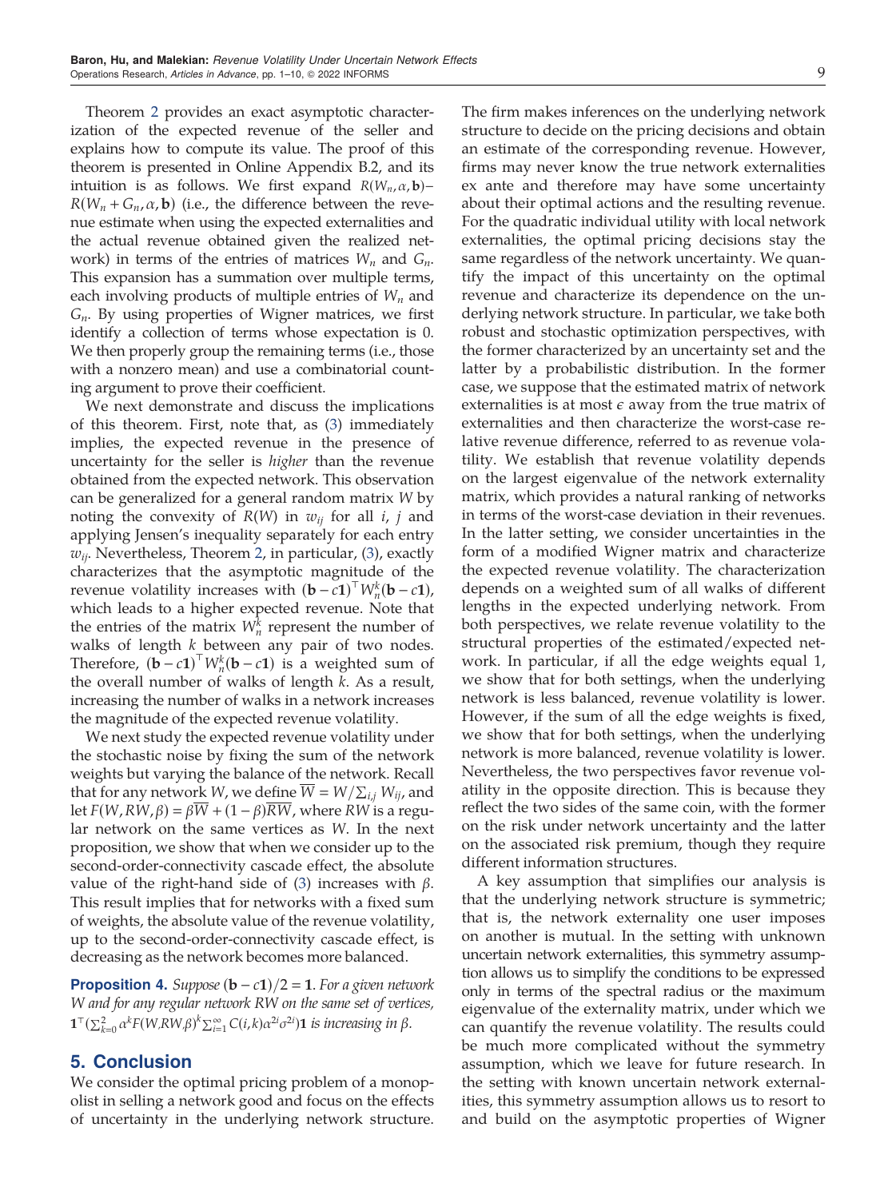Theorem 2 provides an exact asymptotic characterization of the expected revenue of the seller and explains how to compute its value. The proof of this theorem is presented in Online Appendix B.2, and its intuition is as follows. We first expand $R(W_n, \alpha, \mathbf{b}) - R(W_n + G_n, \alpha, \mathbf{b})$ (i.e., the difference between the revenue estimate when using the expected externalities and the actual revenue obtained given the realized network) in terms of the entries of matrices $W_n$ and $G_n$. This expansion has a summation over multiple terms, each involving products of multiple entries of $W_n$ and $G_n$. By using properties of Wigner matrices, we first identify a collection of terms whose expectation is 0. We then properly group the remaining terms (i.e., those with a nonzero mean) and use a combinatorial counting argument to prove their coefficient.

We next demonstrate and discuss the implications of this theorem. First, note that, as (3) immediately implies, the expected revenue in the presence of uncertainty for the seller is *higher* than the revenue obtained from the expected network. This observation can be generalized for a general random matrix $W$ by noting the convexity of $R(W)$ in $w_{ij}$ for all $i$, $j$ and applying Jensen's inequality separately for each entry $w_{ij}$. Nevertheless, Theorem 2, in particular, (3), exactly characterizes that the asymptotic magnitude of the revenue volatility increases with $(\mathbf{b} - c\mathbf{1})^\top W_n^k (\mathbf{b} - c\mathbf{1})$, which leads to a higher expected revenue. Note that the entries of the matrix $W_n^k$ represent the number of walks of length $k$ between any pair of two nodes. Therefore, $(\mathbf{b} - c\mathbf{1})^\top W_n^k (\mathbf{b} - c\mathbf{1})$ is a weighted sum of the overall number of walks of length $k$. As a result, increasing the number of walks in a network increases the magnitude of the expected revenue volatility.

We next study the expected revenue volatility under the stochastic noise by fixing the sum of the network weights but varying the balance of the network. Recall that for any network $W$, we define $\overline{W} = W / \sum_{i,j} W_{ij}$, and let $F(W, RW, \beta) = \beta \overline{W} + (1 - \beta)\overline{RW}$, where $RW$ is a regular network on the same vertices as $W$. In the next proposition, we show that when we consider up to the second-order-connectivity cascade effect, the absolute value of the right-hand side of (3) increases with $\beta$. This result implies that for networks with a fixed sum of weights, the absolute value of the revenue volatility, up to the second-order-connectivity cascade effect, is decreasing as the network becomes more balanced.

**Proposition 4.** *Suppose* $(\mathbf{b} - c\mathbf{1})/2 = \mathbf{1}$. *For a given network* $W$ *and for any regular network* $RW$ *on the same set of vertices,* $\mathbf{1}^\top (\sum_{k=0}^{2} \alpha^k F(W, RW, \beta)^k \sum_{i=1}^{\infty} C(i,k) \alpha^{2i} \sigma^{2i}) \mathbf{1}$ *is increasing in* $\beta$.

## 5. Conclusion

We consider the optimal pricing problem of a monopolist in selling a network good and focus on the effects of uncertainty in the underlying network structure. The firm makes inferences on the underlying network structure to decide on the pricing decisions and obtain an estimate of the corresponding revenue. However, firms may never know the true network externalities ex ante and therefore may have some uncertainty about their optimal actions and the resulting revenue. For the quadratic individual utility with local network externalities, the optimal pricing decisions stay the same regardless of the network uncertainty. We quantify the impact of this uncertainty on the optimal revenue and characterize its dependence on the underlying network structure. In particular, we take both robust and stochastic optimization perspectives, with the former characterized by an uncertainty set and the latter by a probabilistic distribution. In the former case, we suppose that the estimated matrix of network externalities is at most $\epsilon$ away from the true matrix of externalities and then characterize the worst-case relative revenue difference, referred to as revenue volatility. We establish that revenue volatility depends on the largest eigenvalue of the network externality matrix, which provides a natural ranking of networks in terms of the worst-case deviation in their revenues. In the latter setting, we consider uncertainties in the form of a modified Wigner matrix and characterize the expected revenue volatility. The characterization depends on a weighted sum of all walks of different lengths in the expected underlying network. From both perspectives, we relate revenue volatility to the structural properties of the estimated/expected network. In particular, if all the edge weights equal 1, we show that for both settings, when the underlying network is less balanced, revenue volatility is lower. However, if the sum of all the edge weights is fixed, we show that for both settings, when the underlying network is more balanced, revenue volatility is lower. Nevertheless, the two perspectives favor revenue volatility in the opposite direction. This is because they reflect the two sides of the same coin, with the former on the risk under network uncertainty and the latter on the associated risk premium, though they require different information structures.

A key assumption that simplifies our analysis is that the underlying network structure is symmetric; that is, the network externality one user imposes on another is mutual. In the setting with unknown uncertain network externalities, this symmetry assumption allows us to simplify the conditions to be expressed only in terms of the spectral radius or the maximum eigenvalue of the externality matrix, under which we can quantify the revenue volatility. The results could be much more complicated without the symmetry assumption, which we leave for future research. In the setting with known uncertain network externalities, this symmetry assumption allows us to resort to and build on the asymptotic properties of Wigner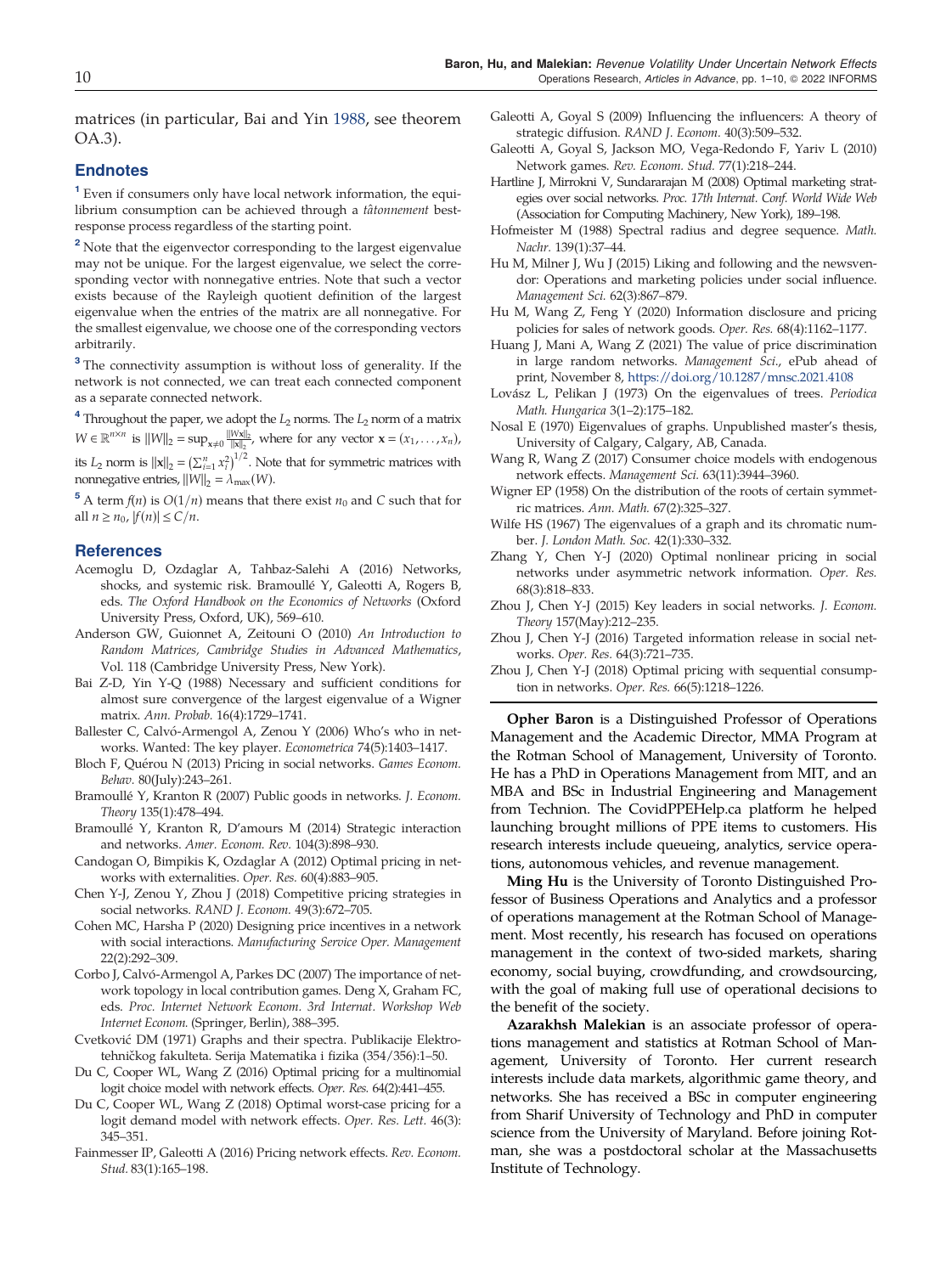matrices (in particular, Bai and Yin 1988, see theorem OA.3).

## Endnotes

[1] Even if consumers only have local network information, the equilibrium consumption can be achieved through a *tâtonnement* best-response process regardless of the starting point.

[2] Note that the eigenvector corresponding to the largest eigenvalue may not be unique. For the largest eigenvalue, we select the corresponding vector with nonnegative entries. Note that such a vector exists because of the Rayleigh quotient definition of the largest eigenvalue when the entries of the matrix are all nonnegative. For the smallest eigenvalue, we choose one of the corresponding vectors arbitrarily.

[3] The connectivity assumption is without loss of generality. If the network is not connected, we can treat each connected component as a separate connected network.

[4] Throughout the paper, we adopt the $L_2$ norms. The $L_2$ norm of a matrix $W \in \mathbb{R}^{n \times n}$ is $\|W\|_2 = \sup_{\mathbf{x} \neq 0} \frac{\|W\mathbf{x}\|_2}{\|\mathbf{x}\|_2}$, where for any vector $\mathbf{x} = (x_1, \ldots, x_n)$, its $L_2$ norm is $\|\mathbf{x}\|_2 = (\sum_{i=1}^{n} x_i^2)^{1/2}$. Note that for symmetric matrices with nonnegative entries, $\|W\|_2 = \lambda_{\max}(W)$.

[5] A term $f(n)$ is $O(1/n)$ means that there exist $n_0$ and $C$ such that for all $n \geq n_0$, $|f(n)| \leq C/n$.

## References

Acemoglu D, Ozdaglar A, Tahbaz-Salehi A (2016) Networks, shocks, and systemic risk. Bramoullé Y, Galeotti A, Rogers B, eds. *The Oxford Handbook on the Economics of Networks* (Oxford University Press, Oxford, UK), 569–610.

Anderson GW, Guionnet A, Zeitouni O (2010) *An Introduction to Random Matrices, Cambridge Studies in Advanced Mathematics*, Vol. 118 (Cambridge University Press, New York).

Bai Z-D, Yin Y-Q (1988) Necessary and sufficient conditions for almost sure convergence of the largest eigenvalue of a Wigner matrix. *Ann. Probab.* 16(4):1729–1741.

Ballester C, Calvó-Armengol A, Zenou Y (2006) Who's who in networks. Wanted: The key player. *Econometrica* 74(5):1403–1417.

Bloch F, Quérou N (2013) Pricing in social networks. *Games Econom. Behav.* 80(July):243–261.

Bramoullé Y, Kranton R (2007) Public goods in networks. *J. Econom. Theory* 135(1):478–494.

Bramoullé Y, Kranton R, D'amours M (2014) Strategic interaction and networks. *Amer. Econom. Rev.* 104(3):898–930.

Candogan O, Bimpikis K, Ozdaglar A (2012) Optimal pricing in networks with externalities. *Oper. Res.* 60(4):883–905.

Chen Y-J, Zenou Y, Zhou J (2018) Competitive pricing strategies in social networks. *RAND J. Econom.* 49(3):672–705.

Cohen MC, Harsha P (2020) Designing price incentives in a network with social interactions. *Manufacturing Service Oper. Management* 22(2):292–309.

Corbo J, Calvó-Armengol A, Parkes DC (2007) The importance of network topology in local contribution games. Deng X, Graham FC, eds. *Proc. Internet Network Econom. 3rd Internat. Workshop Web Internet Econom.* (Springer, Berlin), 388–395.

Cvetković DM (1971) Graphs and their spectra. Publikacije Elektrotehničkog fakulteta. Serija Matematika i fizika (354/356):1–50.

Du C, Cooper WL, Wang Z (2016) Optimal pricing for a multinomial logit choice model with network effects. *Oper. Res.* 64(2):441–455.

Du C, Cooper WL, Wang Z (2018) Optimal worst-case pricing for a logit demand model with network effects. *Oper. Res. Lett.* 46(3): 345–351.

Fainmesser IP, Galeotti A (2016) Pricing network effects. *Rev. Econom. Stud.* 83(1):165–198.

Galeotti A, Goyal S (2009) Influencing the influencers: A theory of strategic diffusion. *RAND J. Econom.* 40(3):509–532.

Galeotti A, Goyal S, Jackson MO, Vega-Redondo F, Yariv L (2010) Network games. *Rev. Econom. Stud.* 77(1):218–244.

Hartline J, Mirrokni V, Sundararajan M (2008) Optimal marketing strategies over social networks. *Proc. 17th Internat. Conf. World Wide Web* (Association for Computing Machinery, New York), 189–198.

Hofmeister M (1988) Spectral radius and degree sequence. *Math. Nachr.* 139(1):37–44.

Hu M, Milner J, Wu J (2015) Liking and following and the newsvendor: Operations and marketing policies under social influence. *Management Sci.* 62(3):867–879.

Hu M, Wang Z, Feng Y (2020) Information disclosure and pricing policies for sales of network goods. *Oper. Res.* 68(4):1162–1177.

Huang J, Mani A, Wang Z (2021) The value of price discrimination in large random networks. *Management Sci.*, ePub ahead of print, November 8, https://doi.org/10.1287/mnsc.2021.4108

Lovász L, Pelikan J (1973) On the eigenvalues of trees. *Periodica Math. Hungarica* 3(1–2):175–182.

Nosal E (1970) Eigenvalues of graphs. Unpublished master's thesis, University of Calgary, Calgary, AB, Canada.

Wang R, Wang Z (2017) Consumer choice models with endogenous network effects. *Management Sci.* 63(11):3944–3960.

Wigner EP (1958) On the distribution of the roots of certain symmetric matrices. *Ann. Math.* 67(2):325–327.

Wilfe HS (1967) The eigenvalues of a graph and its chromatic number. *J. London Math. Soc.* 42(1):330–332.

Zhang Y, Chen Y-J (2020) Optimal nonlinear pricing in social networks under asymmetric network information. *Oper. Res.* 68(3):818–833.

Zhou J, Chen Y-J (2015) Key leaders in social networks. *J. Econom. Theory* 157(May):212–235.

Zhou J, Chen Y-J (2016) Targeted information release in social networks. *Oper. Res.* 64(3):721–735.

Zhou J, Chen Y-J (2018) Optimal pricing with sequential consumption in networks. *Oper. Res.* 66(5):1218–1226.

---

**Opher Baron** is a Distinguished Professor of Operations Management and the Academic Director, MMA Program at the Rotman School of Management, University of Toronto. He has a PhD in Operations Management from MIT, and an MBA and BSc in Industrial Engineering and Management from Technion. The CovidPPEHelp.ca platform he helped launching brought millions of PPE items to customers. His research interests include queueing, analytics, service operations, autonomous vehicles, and revenue management.

**Ming Hu** is the University of Toronto Distinguished Professor of Business Operations and Analytics and a professor of operations management at the Rotman School of Management. Most recently, his research has focused on operations management in the context of two-sided markets, sharing economy, social buying, crowdfunding, and crowdsourcing, with the goal of making full use of operational decisions to the benefit of the society.

**Azarakhsh Malekian** is an associate professor of operations management and statistics at Rotman School of Management, University of Toronto. Her current research interests include data markets, algorithmic game theory, and networks. She has received a BSc in computer engineering from Sharif University of Technology and PhD in computer science from the University of Maryland. Before joining Rotman, she was a postdoctoral scholar at the Massachusetts Institute of Technology.